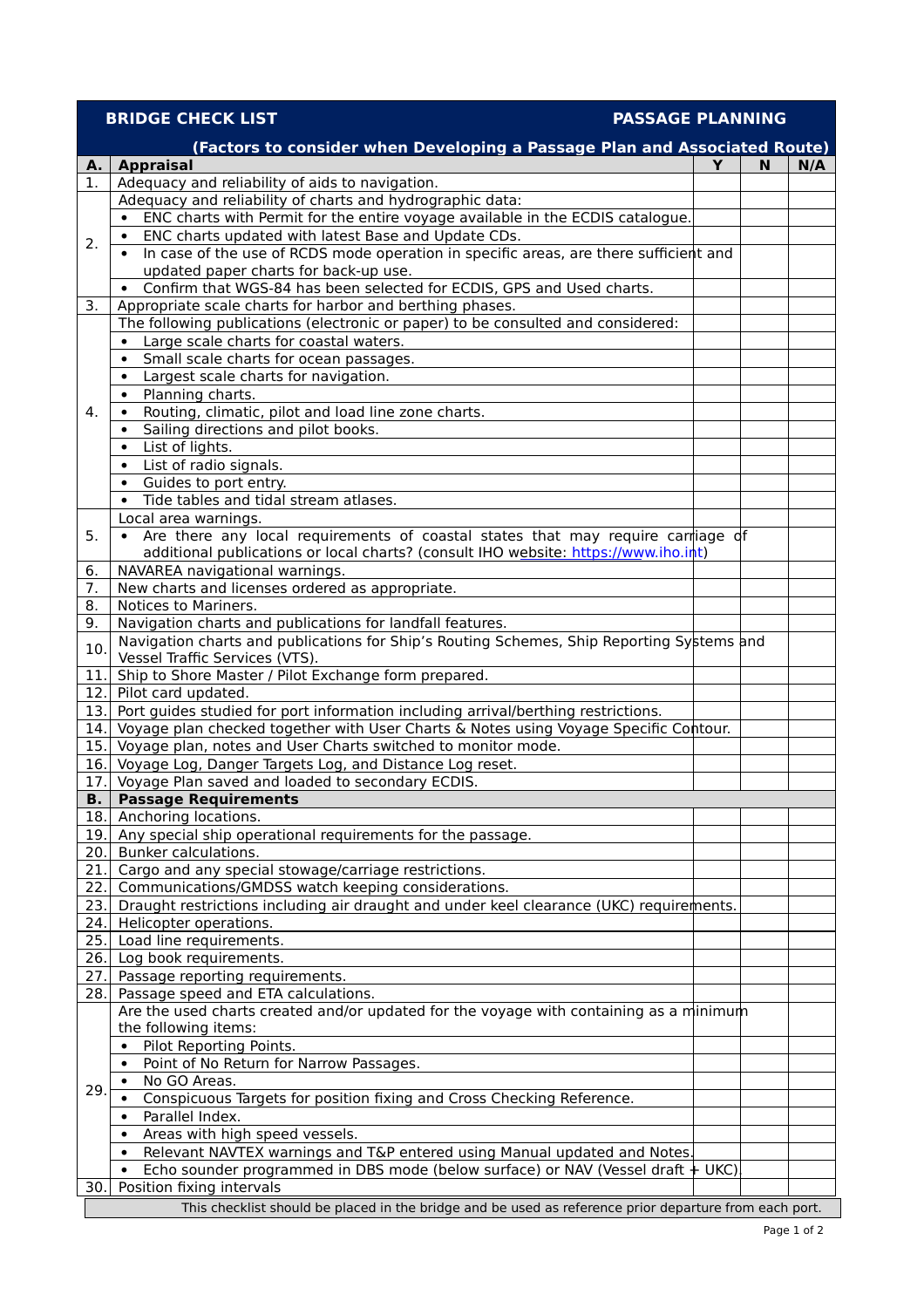| **BRIDGE CHECK LIST** | **PASSAGE PLANNING** | | | |
|---|---|---|---|---|
| | **(Factors to consider when Developing a Passage Plan and Associated Route)** | | | |
| **A.** | **Appraisal** | **Y** | **N** | **N/A** |
| 1. | Adequacy and reliability of aids to navigation. | | | |
| 2. | Adequacy and reliability of charts and hydrographic data: | | | |
| | • ENC charts with Permit for the entire voyage available in the ECDIS catalogue. | | | |
| | • ENC charts updated with latest Base and Update CDs. | | | |
| | • In case of the use of RCDS mode operation in specific areas, are there sufficient and updated paper charts for back-up use. | | | |
| | • Confirm that WGS-84 has been selected for ECDIS, GPS and Used charts. | | | |
| 3. | Appropriate scale charts for harbor and berthing phases. | | | |
| 4. | The following publications (electronic or paper) to be consulted and considered: | | | |
| | • Large scale charts for coastal waters. | | | |
| | • Small scale charts for ocean passages. | | | |
| | • Largest scale charts for navigation. | | | |
| | • Planning charts. | | | |
| | • Routing, climatic, pilot and load line zone charts. | | | |
| | • Sailing directions and pilot books. | | | |
| | • List of lights. | | | |
| | • List of radio signals. | | | |
| | • Guides to port entry. | | | |
| | • Tide tables and tidal stream atlases. | | | |
| 5. | Local area warnings. | | | |
| | • Are there any local requirements of coastal states that may require carriage of additional publications or local charts? (consult IHO website: https://www.iho.int) | | | |
| 6. | NAVAREA navigational warnings. | | | |
| 7. | New charts and licenses ordered as appropriate. | | | |
| 8. | Notices to Mariners. | | | |
| 9. | Navigation charts and publications for landfall features. | | | |
| 10. | Navigation charts and publications for Ship's Routing Schemes, Ship Reporting Systems and Vessel Traffic Services (VTS). | | | |
| 11. | Ship to Shore Master / Pilot Exchange form prepared. | | | |
| 12. | Pilot card updated. | | | |
| 13. | Port guides studied for port information including arrival/berthing restrictions. | | | |
| 14. | Voyage plan checked together with User Charts & Notes using Voyage Specific Contour. | | | |
| 15. | Voyage plan, notes and User Charts switched to monitor mode. | | | |
| 16. | Voyage Log, Danger Targets Log, and Distance Log reset. | | | |
| 17. | Voyage Plan saved and loaded to secondary ECDIS. | | | |
| **B.** | **Passage Requirements** | | | |
| 18. | Anchoring locations. | | | |
| 19. | Any special ship operational requirements for the passage. | | | |
| 20. | Bunker calculations. | | | |
| 21. | Cargo and any special stowage/carriage restrictions. | | | |
| 22. | Communications/GMDSS watch keeping considerations. | | | |
| 23. | Draught restrictions including air draught and under keel clearance (UKC) requirements. | | | |
| 24. | Helicopter operations. | | | |
| 25. | Load line requirements. | | | |
| 26. | Log book requirements. | | | |
| 27. | Passage reporting requirements. | | | |
| 28. | Passage speed and ETA calculations. | | | |
| 29. | Are the used charts created and/or updated for the voyage with containing as a minimum the following items: | | | |
| | • Pilot Reporting Points. | | | |
| | • Point of No Return for Narrow Passages. | | | |
| | • No GO Areas. | | | |
| | • Conspicuous Targets for position fixing and Cross Checking Reference. | | | |
| | • Parallel Index. | | | |
| | • Areas with high speed vessels. | | | |
| | • Relevant NAVTEX warnings and T&P entered using Manual updated and Notes. | | | |
| | • Echo sounder programmed in DBS mode (below surface) or NAV (Vessel draft + UKC). | | | |
| 30. | Position fixing intervals | | | |

This checklist should be placed in the bridge and be used as reference prior departure from each port.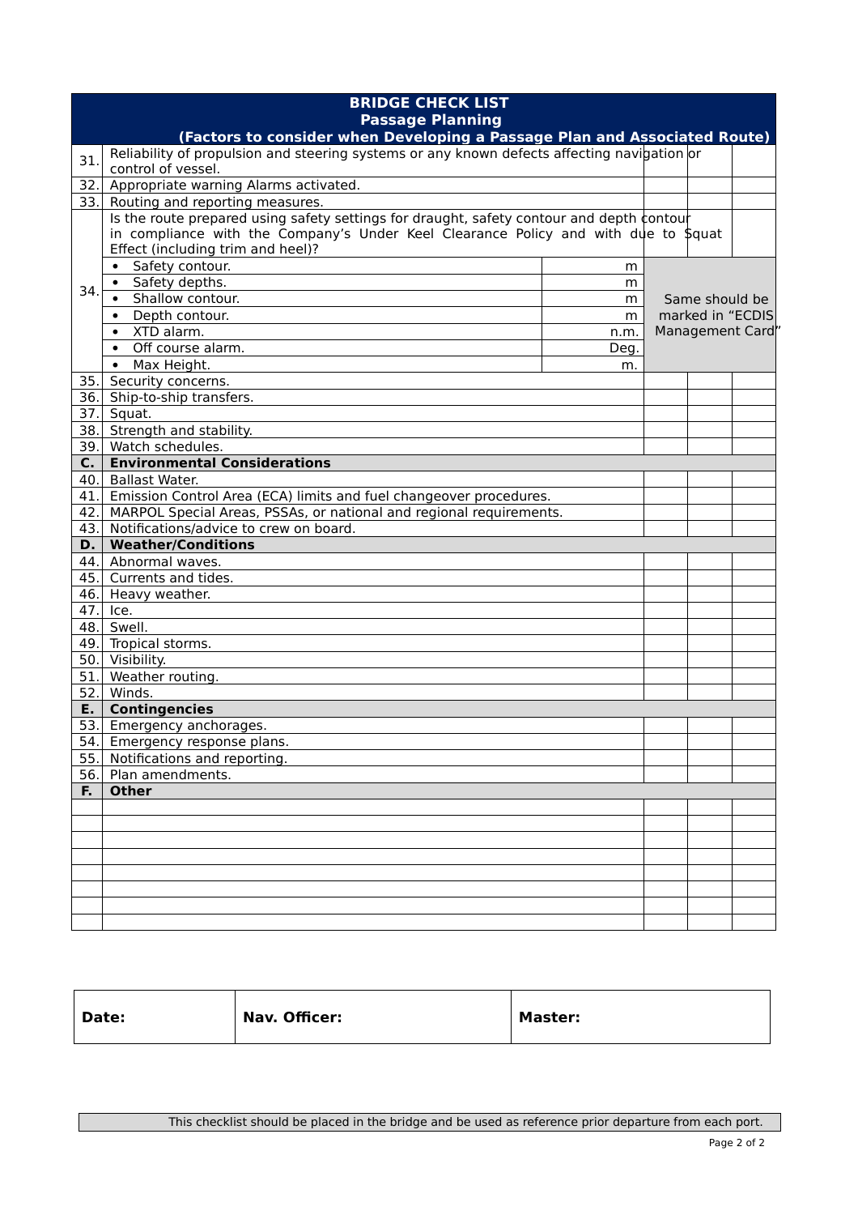| BRIDGE CHECK LIST<br>Passage Planning<br>(Factors to consider when Developing a Passage Plan and Associated Route) | | | | | |
|---|---|---|---|---|---|
| 31. | Reliability of propulsion and steering systems or any known defects affecting navigation or control of vessel. | | | | |
| 32. | Appropriate warning Alarms activated. | | | | |
| 33. | Routing and reporting measures. | | | | |
| 34. | Is the route prepared using safety settings for draught, safety contour and depth contour in compliance with the Company's Under Keel Clearance Policy and with due to Squat Effect (including trim and heel)? | | | | |
| | • Safety contour. | m | Same should be marked in "ECDIS Management Card" | | |
| | • Safety depths. | m | | | |
| | • Shallow contour. | m | | | |
| | • Depth contour. | m | | | |
| | • XTD alarm. | n.m. | | | |
| | • Off course alarm. | Deg. | | | |
| | • Max Height. | m. | | | |
| 35. | Security concerns. | | | | |
| 36. | Ship-to-ship transfers. | | | | |
| 37. | Squat. | | | | |
| 38. | Strength and stability. | | | | |
| 39. | Watch schedules. | | | | |
| **C.** | **Environmental Considerations** | | | | |
| 40. | Ballast Water. | | | | |
| 41. | Emission Control Area (ECA) limits and fuel changeover procedures. | | | | |
| 42. | MARPOL Special Areas, PSSAs, or national and regional requirements. | | | | |
| 43. | Notifications/advice to crew on board. | | | | |
| **D.** | **Weather/Conditions** | | | | |
| 44. | Abnormal waves. | | | | |
| 45. | Currents and tides. | | | | |
| 46. | Heavy weather. | | | | |
| 47. | Ice. | | | | |
| 48. | Swell. | | | | |
| 49. | Tropical storms. | | | | |
| 50. | Visibility. | | | | |
| 51. | Weather routing. | | | | |
| 52. | Winds. | | | | |
| **E.** | **Contingencies** | | | | |
| 53. | Emergency anchorages. | | | | |
| 54. | Emergency response plans. | | | | |
| 55. | Notifications and reporting. | | | | |
| 56. | Plan amendments. | | | | |
| **F.** | **Other** | | | | |
| | | | | | |
| | | | | | |
| | | | | | |
| | | | | | |
| | | | | | |
| | | | | | |
| | | | | | |
| | | | | | |

| **Date:** | **Nav. Officer:** | **Master:** |
|---|---|---|

This checklist should be placed in the bridge and be used as reference prior departure from each port.